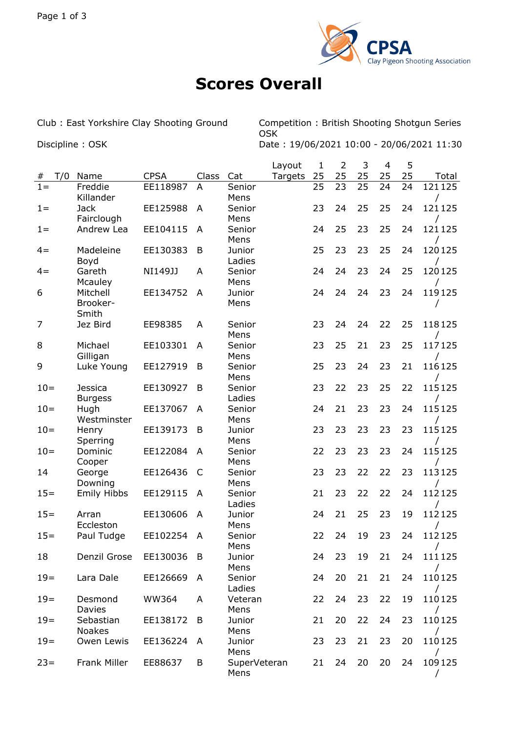CPSA
Clay Pigeon Shooting Association

# Scores Overall

Club : East Yorkshire Clay Shooting Ground

Discipline : OSK

Competition : British Shooting Shotgun Series OSK

Date : 19/06/2021 10:00 - 20/06/2021 11:30

| # | T/O | Name | CPSA | Class | Cat | Layout Targets | 1 25 | 2 25 | 3 25 | 4 25 | 5 25 | Total |
|---|---|---|---|---|---|---|---|---|---|---|---|---|
| 1= | | Freddie Killander | EE118987 | A | Senior Mens | | 25 | 23 | 25 | 24 | 24 | 121 125 / |
| 1= | | Jack Fairclough | EE125988 | A | Senior Mens | | 23 | 24 | 25 | 25 | 24 | 121 125 / |
| 1= | | Andrew Lea | EE104115 | A | Senior Mens | | 24 | 25 | 23 | 25 | 24 | 121 125 / |
| 4= | | Madeleine Boyd | EE130383 | B | Junior Ladies | | 25 | 23 | 23 | 25 | 24 | 120 125 / |
| 4= | | Gareth Mcauley | NI149JJ | A | Senior Mens | | 24 | 24 | 23 | 24 | 25 | 120 125 / |
| 6 | | Mitchell Brooker-Smith | EE134752 | A | Junior Mens | | 24 | 24 | 24 | 23 | 24 | 119 125 / |
| 7 | | Jez Bird | EE98385 | A | Senior Mens | | 23 | 24 | 24 | 22 | 25 | 118 125 / |
| 8 | | Michael Gilligan | EE103301 | A | Senior Mens | | 23 | 25 | 21 | 23 | 25 | 117 125 / |
| 9 | | Luke Young | EE127919 | B | Senior Mens | | 25 | 23 | 24 | 23 | 21 | 116 125 / |
| 10= | | Jessica Burgess | EE130927 | B | Senior Ladies | | 23 | 22 | 23 | 25 | 22 | 115 125 / |
| 10= | | Hugh Westminster | EE137067 | A | Senior Mens | | 24 | 21 | 23 | 23 | 24 | 115 125 / |
| 10= | | Henry Sperring | EE139173 | B | Junior Mens | | 23 | 23 | 23 | 23 | 23 | 115 125 / |
| 10= | | Dominic Cooper | EE122084 | A | Senior Mens | | 22 | 23 | 23 | 23 | 24 | 115 125 / |
| 14 | | George Downing | EE126436 | C | Senior Mens | | 23 | 23 | 22 | 22 | 23 | 113 125 / |
| 15= | | Emily Hibbs | EE129115 | A | Senior Ladies | | 21 | 23 | 22 | 22 | 24 | 112 125 / |
| 15= | | Arran Eccleston | EE130606 | A | Junior Mens | | 24 | 21 | 25 | 23 | 19 | 112 125 / |
| 15= | | Paul Tudge | EE102254 | A | Senior Mens | | 22 | 24 | 19 | 23 | 24 | 112 125 / |
| 18 | | Denzil Grose | EE130036 | B | Junior Mens | | 24 | 23 | 19 | 21 | 24 | 111 125 / |
| 19= | | Lara Dale | EE126669 | A | Senior Ladies | | 24 | 20 | 21 | 21 | 24 | 110 125 / |
| 19= | | Desmond Davies | WW364 | A | Veteran Mens | | 22 | 24 | 23 | 22 | 19 | 110 125 / |
| 19= | | Sebastian Noakes | EE138172 | B | Junior Mens | | 21 | 20 | 22 | 24 | 23 | 110 125 / |
| 19= | | Owen Lewis | EE136224 | A | Junior Mens | | 23 | 23 | 21 | 23 | 20 | 110 125 / |
| 23= | | Frank Miller | EE88637 | B | SuperVeteran Mens | | 21 | 24 | 20 | 20 | 24 | 109 125 / |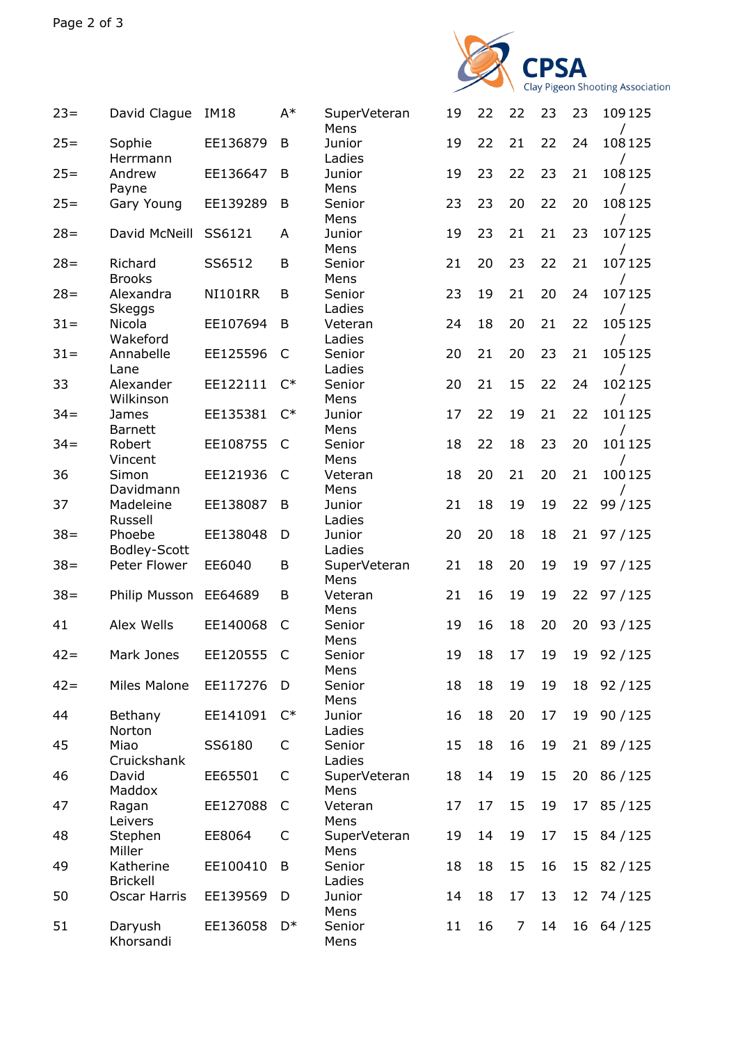| | | | | | | | | | | |
|---|---|---|---|---|---|---|---|---|---|---|
| 23= | David Clague | IM18 | A* | SuperVeteran Mens | 19 | 22 | 22 | 23 | 23 | 109 / 125 |
| 25= | Sophie Herrmann | EE136879 | B | Junior Ladies | 19 | 22 | 21 | 22 | 24 | 108 / 125 |
| 25= | Andrew Payne | EE136647 | B | Junior Mens | 19 | 23 | 22 | 23 | 21 | 108 / 125 |
| 25= | Gary Young | EE139289 | B | Senior Mens | 23 | 23 | 20 | 22 | 20 | 108 / 125 |
| 28= | David McNeill | SS6121 | A | Junior Mens | 19 | 23 | 21 | 21 | 23 | 107 / 125 |
| 28= | Richard Brooks | SS6512 | B | Senior Mens | 21 | 20 | 23 | 22 | 21 | 107 / 125 |
| 28= | Alexandra Skeggs | NI101RR | B | Senior Ladies | 23 | 19 | 21 | 20 | 24 | 107 / 125 |
| 31= | Nicola Wakeford | EE107694 | B | Veteran Ladies | 24 | 18 | 20 | 21 | 22 | 105 / 125 |
| 31= | Annabelle Lane | EE125596 | C | Senior Ladies | 20 | 21 | 20 | 23 | 21 | 105 / 125 |
| 33 | Alexander Wilkinson | EE122111 | C* | Senior Mens | 20 | 21 | 15 | 22 | 24 | 102 / 125 |
| 34= | James Barnett | EE135381 | C* | Junior Mens | 17 | 22 | 19 | 21 | 22 | 101 / 125 |
| 34= | Robert Vincent | EE108755 | C | Senior Mens | 18 | 22 | 18 | 23 | 20 | 101 / 125 |
| 36 | Simon Davidmann | EE121936 | C | Veteran Mens | 18 | 20 | 21 | 20 | 21 | 100 / 125 |
| 37 | Madeleine Russell | EE138087 | B | Junior Ladies | 21 | 18 | 19 | 19 | 22 | 99 / 125 |
| 38= | Phoebe Bodley-Scott | EE138048 | D | Junior Ladies | 20 | 20 | 18 | 18 | 21 | 97 / 125 |
| 38= | Peter Flower | EE6040 | B | SuperVeteran Mens | 21 | 18 | 20 | 19 | 19 | 97 / 125 |
| 38= | Philip Musson | EE64689 | B | Veteran Mens | 21 | 16 | 19 | 19 | 22 | 97 / 125 |
| 41 | Alex Wells | EE140068 | C | Senior Mens | 19 | 16 | 18 | 20 | 20 | 93 / 125 |
| 42= | Mark Jones | EE120555 | C | Senior Mens | 19 | 18 | 17 | 19 | 19 | 92 / 125 |
| 42= | Miles Malone | EE117276 | D | Senior Mens | 18 | 18 | 19 | 19 | 18 | 92 / 125 |
| 44 | Bethany Norton | EE141091 | C* | Junior Ladies | 16 | 18 | 20 | 17 | 19 | 90 / 125 |
| 45 | Miao Cruickshank | SS6180 | C | Senior Ladies | 15 | 18 | 16 | 19 | 21 | 89 / 125 |
| 46 | David Maddox | EE65501 | C | SuperVeteran Mens | 18 | 14 | 19 | 15 | 20 | 86 / 125 |
| 47 | Ragan Leivers | EE127088 | C | Veteran Mens | 17 | 17 | 15 | 19 | 17 | 85 / 125 |
| 48 | Stephen Miller | EE8064 | C | SuperVeteran Mens | 19 | 14 | 19 | 17 | 15 | 84 / 125 |
| 49 | Katherine Brickell | EE100410 | B | Senior Ladies | 18 | 18 | 15 | 16 | 15 | 82 / 125 |
| 50 | Oscar Harris | EE139569 | D | Junior Mens | 14 | 18 | 17 | 13 | 12 | 74 / 125 |
| 51 | Daryush Khorsandi | EE136058 | D* | Senior Mens | 11 | 16 | 7 | 14 | 16 | 64 / 125 |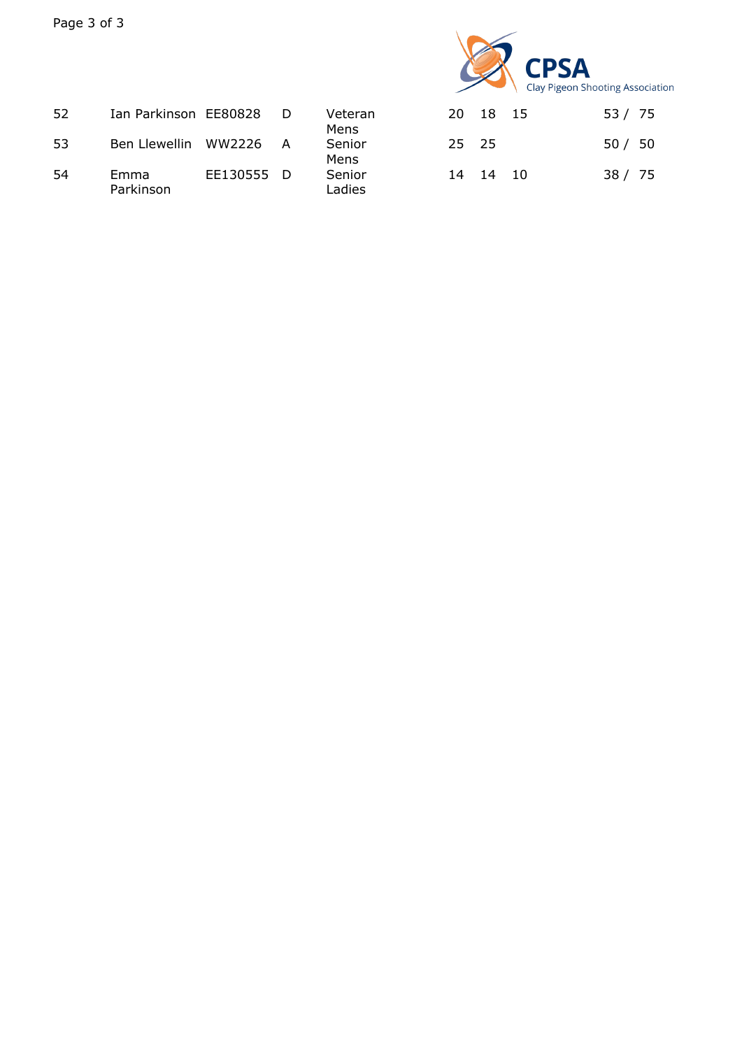| | | | | | | | | | |
|---|---|---|---|---|---|---|---|---|---|
| 52 | Ian Parkinson | EE80828 | D | Veteran Mens | 20 | 18 | 15 | 53 / | 75 |
| 53 | Ben Llewellin | WW2226 | A | Senior Mens | 25 | 25 | | 50 / | 50 |
| 54 | Emma Parkinson | EE130555 | D | Senior Ladies | 14 | 14 | 10 | 38 / | 75 |